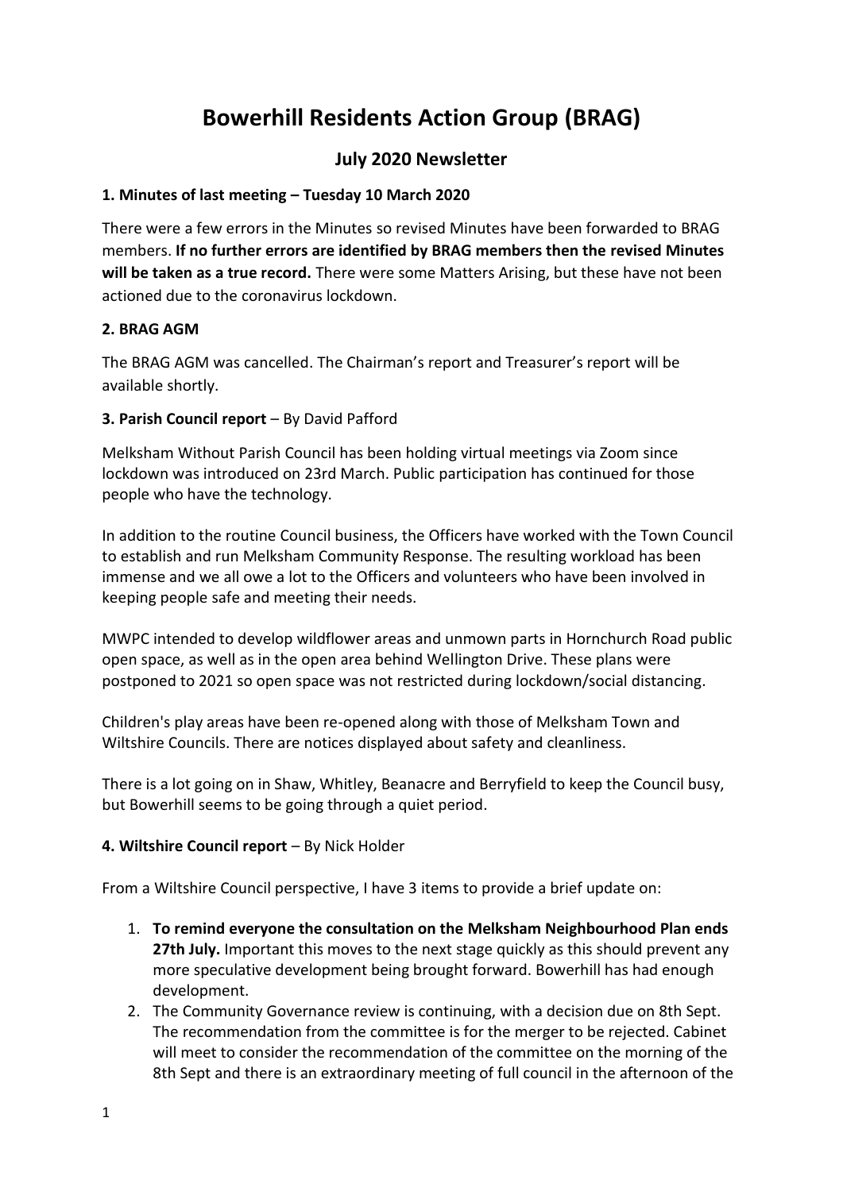# Bowerhill Residents Action Group (BRAG)

## July 2020 Newsletter

**1. Minutes of last meeting – Tuesday 10 March 2020**

There were a few errors in the Minutes so revised Minutes have been forwarded to BRAG members. **If no further errors are identified by BRAG members then the revised Minutes will be taken as a true record.** There were some Matters Arising, but these have not been actioned due to the coronavirus lockdown.

**2. BRAG AGM**

The BRAG AGM was cancelled. The Chairman's report and Treasurer's report will be available shortly.

**3. Parish Council report** – By David Pafford

Melksham Without Parish Council has been holding virtual meetings via Zoom since lockdown was introduced on 23rd March. Public participation has continued for those people who have the technology.

In addition to the routine Council business, the Officers have worked with the Town Council to establish and run Melksham Community Response. The resulting workload has been immense and we all owe a lot to the Officers and volunteers who have been involved in keeping people safe and meeting their needs.

MWPC intended to develop wildflower areas and unmown parts in Hornchurch Road public open space, as well as in the open area behind Wellington Drive. These plans were postponed to 2021 so open space was not restricted during lockdown/social distancing.

Children's play areas have been re-opened along with those of Melksham Town and Wiltshire Councils. There are notices displayed about safety and cleanliness.

There is a lot going on in Shaw, Whitley, Beanacre and Berryfield to keep the Council busy, but Bowerhill seems to be going through a quiet period.

**4. Wiltshire Council report** – By Nick Holder

From a Wiltshire Council perspective, I have 3 items to provide a brief update on:

1. **To remind everyone the consultation on the Melksham Neighbourhood Plan ends 27th July.** Important this moves to the next stage quickly as this should prevent any more speculative development being brought forward. Bowerhill has had enough development.
2. The Community Governance review is continuing, with a decision due on 8th Sept. The recommendation from the committee is for the merger to be rejected. Cabinet will meet to consider the recommendation of the committee on the morning of the 8th Sept and there is an extraordinary meeting of full council in the afternoon of the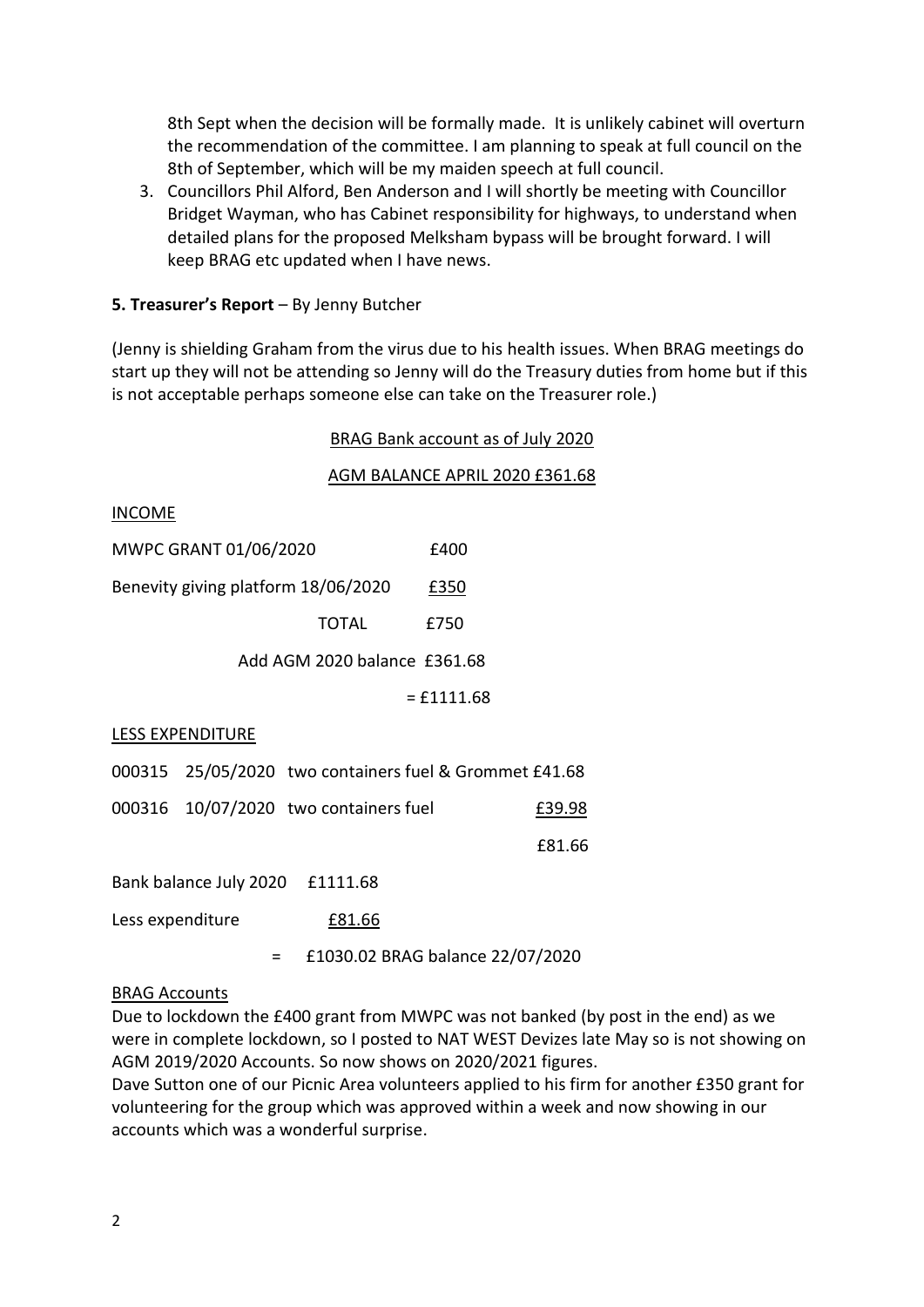8th Sept when the decision will be formally made. It is unlikely cabinet will overturn the recommendation of the committee. I am planning to speak at full council on the 8th of September, which will be my maiden speech at full council.

3. Councillors Phil Alford, Ben Anderson and I will shortly be meeting with Councillor Bridget Wayman, who has Cabinet responsibility for highways, to understand when detailed plans for the proposed Melksham bypass will be brought forward. I will keep BRAG etc updated when I have news.

**5. Treasurer's Report** – By Jenny Butcher

(Jenny is shielding Graham from the virus due to his health issues. When BRAG meetings do start up they will not be attending so Jenny will do the Treasury duties from home but if this is not acceptable perhaps someone else can take on the Treasurer role.)

BRAG Bank account as of July 2020

AGM BALANCE APRIL 2020 £361.68

INCOME

| | |
|---|---|
| MWPC GRANT 01/06/2020 | £400 |
| Benevity giving platform 18/06/2020 | £350 |
| TOTAL | £750 |
| Add AGM 2020 balance | £361.68 |
| | = £1111.68 |

LESS EXPENDITURE

| | | | |
|---|---|---|---|
| 000315 | 25/05/2020 | two containers fuel & Grommet | £41.68 |
| 000316 | 10/07/2020 | two containers fuel | £39.98 |
| | | | £81.66 |

Bank balance July 2020 £1111.68

Less expenditure £81.66

= £1030.02 BRAG balance 22/07/2020

BRAG Accounts

Due to lockdown the £400 grant from MWPC was not banked (by post in the end) as we were in complete lockdown, so I posted to NAT WEST Devizes late May so is not showing on AGM 2019/2020 Accounts. So now shows on 2020/2021 figures.

Dave Sutton one of our Picnic Area volunteers applied to his firm for another £350 grant for volunteering for the group which was approved within a week and now showing in our accounts which was a wonderful surprise.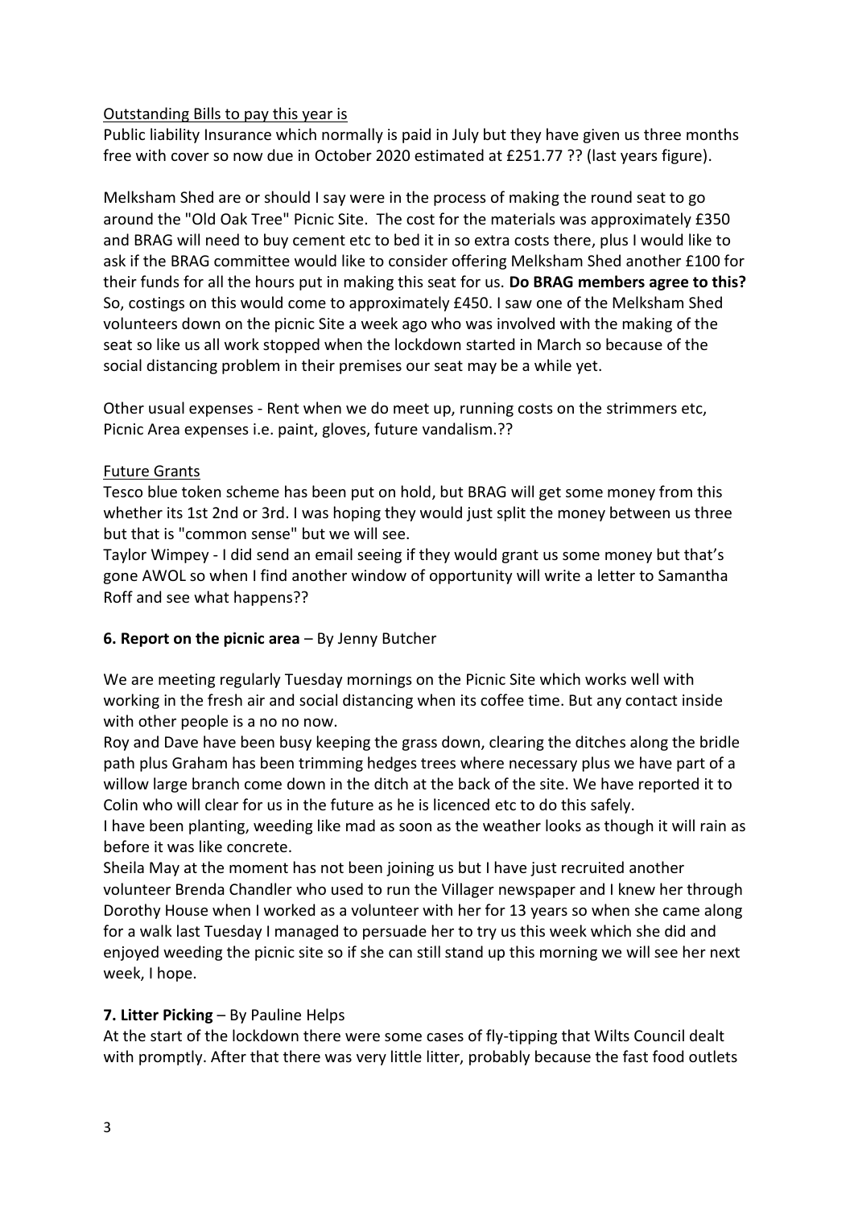Outstanding Bills to pay this year is

Public liability Insurance which normally is paid in July but they have given us three months free with cover so now due in October 2020 estimated at £251.77 ?? (last years figure).

Melksham Shed are or should I say were in the process of making the round seat to go around the "Old Oak Tree" Picnic Site. The cost for the materials was approximately £350 and BRAG will need to buy cement etc to bed it in so extra costs there, plus I would like to ask if the BRAG committee would like to consider offering Melksham Shed another £100 for their funds for all the hours put in making this seat for us. **Do BRAG members agree to this?** So, costings on this would come to approximately £450. I saw one of the Melksham Shed volunteers down on the picnic Site a week ago who was involved with the making of the seat so like us all work stopped when the lockdown started in March so because of the social distancing problem in their premises our seat may be a while yet.

Other usual expenses - Rent when we do meet up, running costs on the strimmers etc, Picnic Area expenses i.e. paint, gloves, future vandalism.??

Future Grants

Tesco blue token scheme has been put on hold, but BRAG will get some money from this whether its 1st 2nd or 3rd. I was hoping they would just split the money between us three but that is "common sense" but we will see.

Taylor Wimpey - I did send an email seeing if they would grant us some money but that's gone AWOL so when I find another window of opportunity will write a letter to Samantha Roff and see what happens??

**6. Report on the picnic area** – By Jenny Butcher

We are meeting regularly Tuesday mornings on the Picnic Site which works well with working in the fresh air and social distancing when its coffee time. But any contact inside with other people is a no no now.

Roy and Dave have been busy keeping the grass down, clearing the ditches along the bridle path plus Graham has been trimming hedges trees where necessary plus we have part of a willow large branch come down in the ditch at the back of the site. We have reported it to Colin who will clear for us in the future as he is licenced etc to do this safely.

I have been planting, weeding like mad as soon as the weather looks as though it will rain as before it was like concrete.

Sheila May at the moment has not been joining us but I have just recruited another volunteer Brenda Chandler who used to run the Villager newspaper and I knew her through Dorothy House when I worked as a volunteer with her for 13 years so when she came along for a walk last Tuesday I managed to persuade her to try us this week which she did and enjoyed weeding the picnic site so if she can still stand up this morning we will see her next week, I hope.

**7. Litter Picking** – By Pauline Helps

At the start of the lockdown there were some cases of fly-tipping that Wilts Council dealt with promptly. After that there was very little litter, probably because the fast food outlets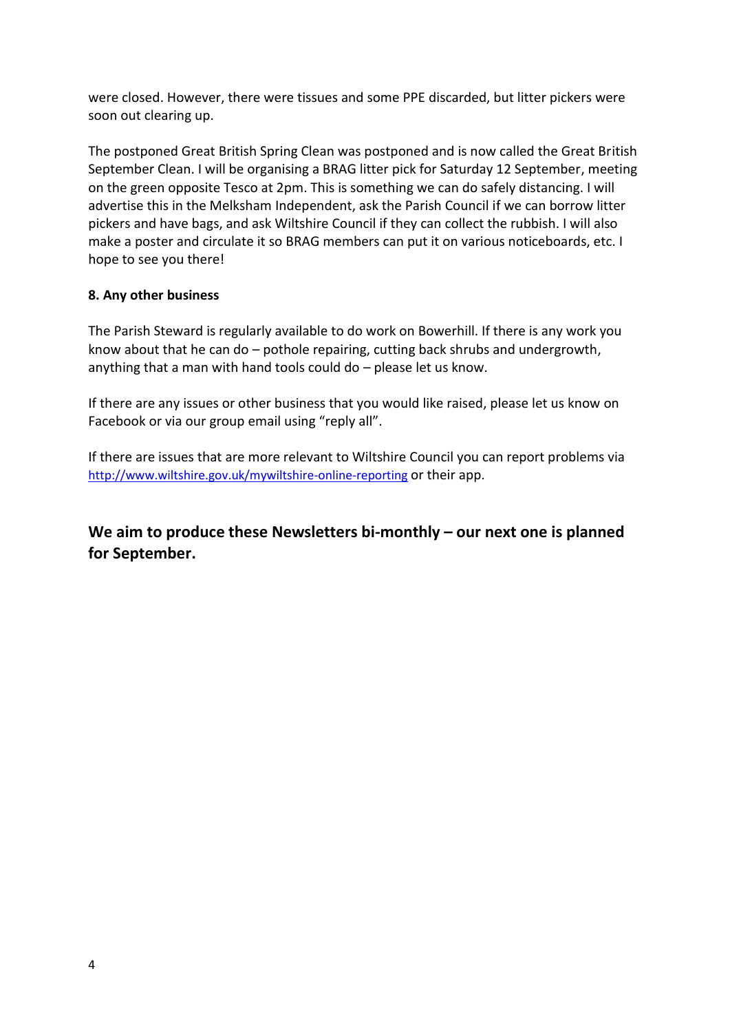were closed. However, there were tissues and some PPE discarded, but litter pickers were soon out clearing up.

The postponed Great British Spring Clean was postponed and is now called the Great British September Clean. I will be organising a BRAG litter pick for Saturday 12 September, meeting on the green opposite Tesco at 2pm. This is something we can do safely distancing. I will advertise this in the Melksham Independent, ask the Parish Council if we can borrow litter pickers and have bags, and ask Wiltshire Council if they can collect the rubbish. I will also make a poster and circulate it so BRAG members can put it on various noticeboards, etc. I hope to see you there!

**8. Any other business**

The Parish Steward is regularly available to do work on Bowerhill. If there is any work you know about that he can do – pothole repairing, cutting back shrubs and undergrowth, anything that a man with hand tools could do – please let us know.

If there are any issues or other business that you would like raised, please let us know on Facebook or via our group email using "reply all".

If there are issues that are more relevant to Wiltshire Council you can report problems via http://www.wiltshire.gov.uk/mywiltshire-online-reporting or their app.

## We aim to produce these Newsletters bi-monthly – our next one is planned for September.